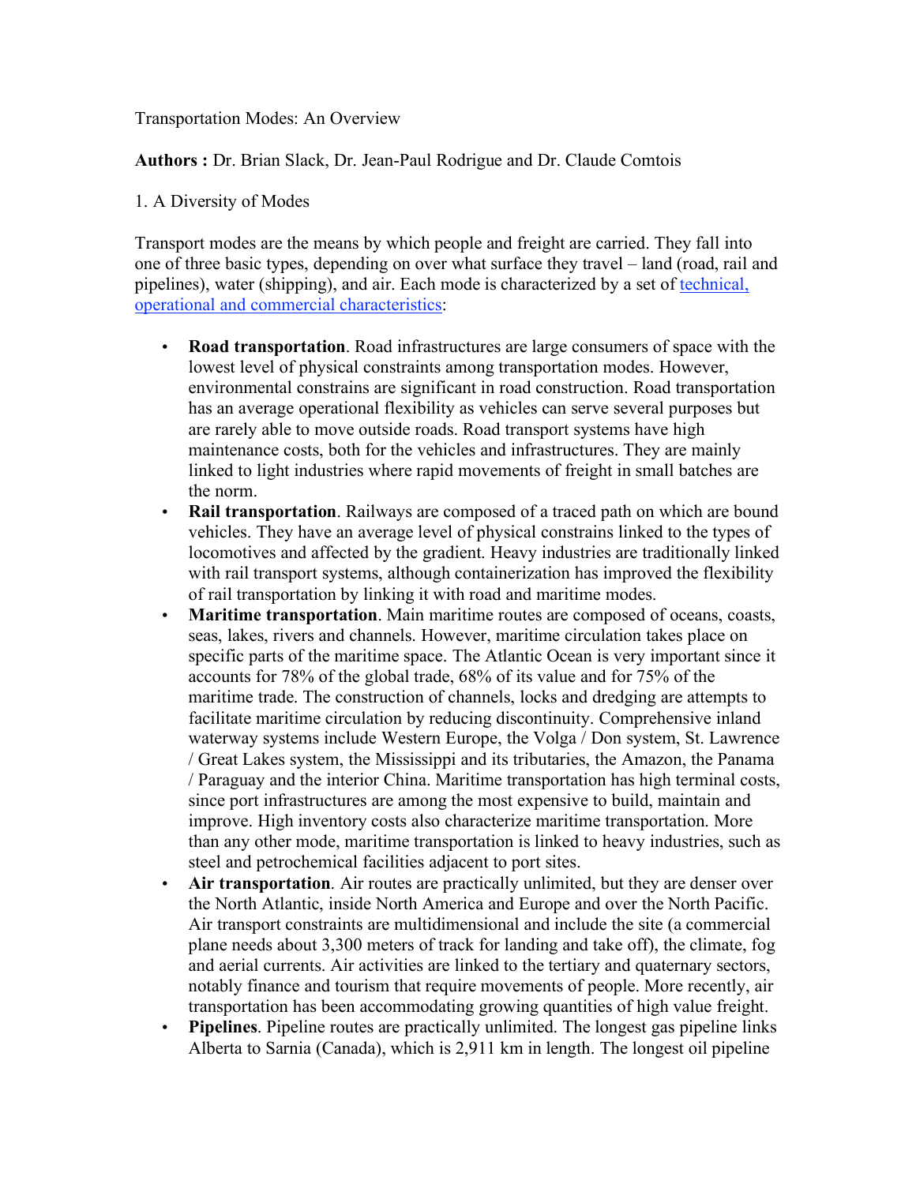Transportation Modes: An Overview

**Authors :** Dr. Brian Slack, Dr. Jean-Paul Rodrigue and Dr. Claude Comtois

1. A Diversity of Modes

Transport modes are the means by which people and freight are carried. They fall into one of three basic types, depending on over what surface they travel – land (road, rail and pipelines), water (shipping), and air. Each mode is characterized by a set of technical, operational and commercial characteristics:

- **Road transportation**. Road infrastructures are large consumers of space with the lowest level of physical constraints among transportation modes. However, environmental constrains are significant in road construction. Road transportation has an average operational flexibility as vehicles can serve several purposes but are rarely able to move outside roads. Road transport systems have high maintenance costs, both for the vehicles and infrastructures. They are mainly linked to light industries where rapid movements of freight in small batches are the norm.
- **Rail transportation**. Railways are composed of a traced path on which are bound vehicles. They have an average level of physical constrains linked to the types of locomotives and affected by the gradient. Heavy industries are traditionally linked with rail transport systems, although containerization has improved the flexibility of rail transportation by linking it with road and maritime modes.
- **Maritime transportation**. Main maritime routes are composed of oceans, coasts, seas, lakes, rivers and channels. However, maritime circulation takes place on specific parts of the maritime space. The Atlantic Ocean is very important since it accounts for 78% of the global trade, 68% of its value and for 75% of the maritime trade. The construction of channels, locks and dredging are attempts to facilitate maritime circulation by reducing discontinuity. Comprehensive inland waterway systems include Western Europe, the Volga / Don system, St. Lawrence / Great Lakes system, the Mississippi and its tributaries, the Amazon, the Panama / Paraguay and the interior China. Maritime transportation has high terminal costs, since port infrastructures are among the most expensive to build, maintain and improve. High inventory costs also characterize maritime transportation. More than any other mode, maritime transportation is linked to heavy industries, such as steel and petrochemical facilities adjacent to port sites.
- **Air transportation**. Air routes are practically unlimited, but they are denser over the North Atlantic, inside North America and Europe and over the North Pacific. Air transport constraints are multidimensional and include the site (a commercial plane needs about 3,300 meters of track for landing and take off), the climate, fog and aerial currents. Air activities are linked to the tertiary and quaternary sectors, notably finance and tourism that require movements of people. More recently, air transportation has been accommodating growing quantities of high value freight.
- **Pipelines**. Pipeline routes are practically unlimited. The longest gas pipeline links Alberta to Sarnia (Canada), which is 2,911 km in length. The longest oil pipeline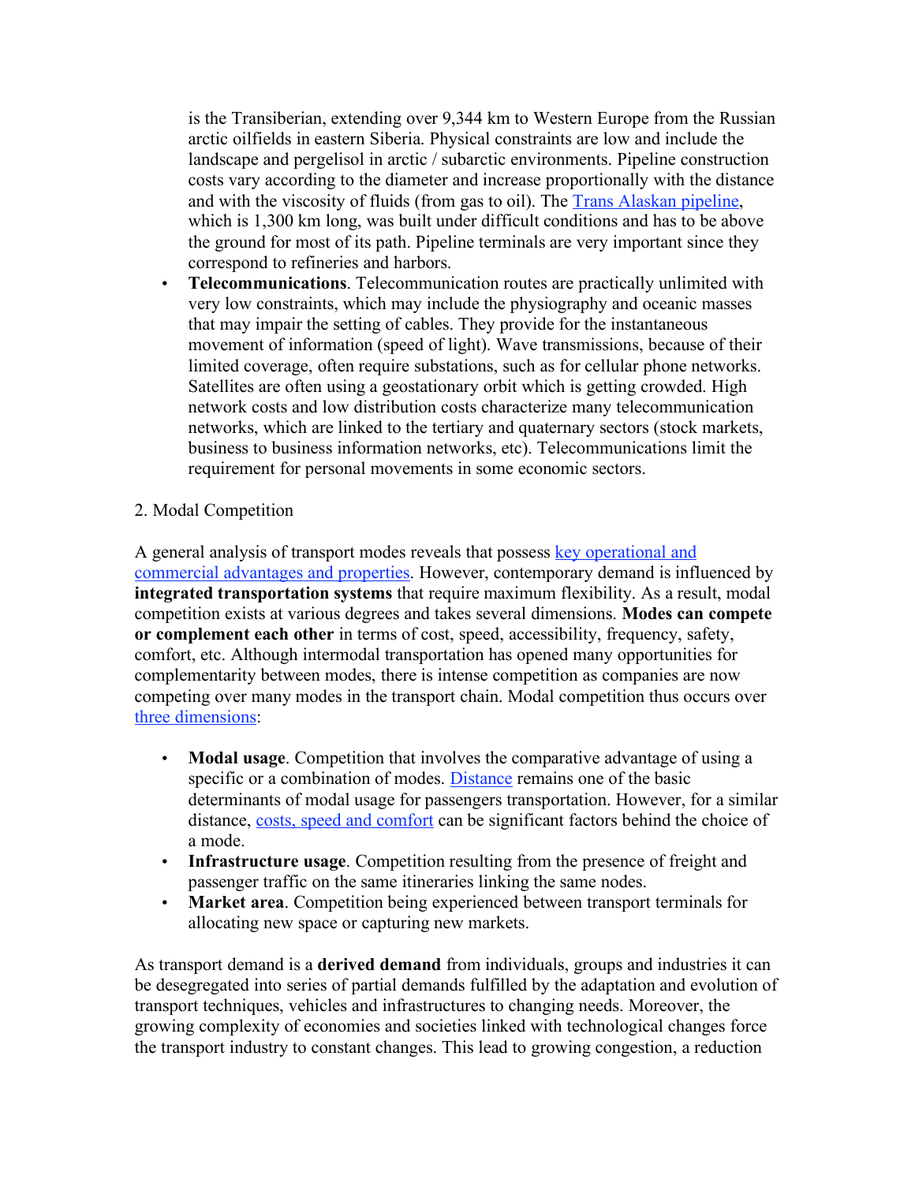is the Transiberian, extending over 9,344 km to Western Europe from the Russian arctic oilfields in eastern Siberia. Physical constraints are low and include the landscape and pergelisol in arctic / subarctic environments. Pipeline construction costs vary according to the diameter and increase proportionally with the distance and with the viscosity of fluids (from gas to oil). The Trans Alaskan pipeline, which is 1,300 km long, was built under difficult conditions and has to be above the ground for most of its path. Pipeline terminals are very important since they correspond to refineries and harbors.

- **Telecommunications**. Telecommunication routes are practically unlimited with very low constraints, which may include the physiography and oceanic masses that may impair the setting of cables. They provide for the instantaneous movement of information (speed of light). Wave transmissions, because of their limited coverage, often require substations, such as for cellular phone networks. Satellites are often using a geostationary orbit which is getting crowded. High network costs and low distribution costs characterize many telecommunication networks, which are linked to the tertiary and quaternary sectors (stock markets, business to business information networks, etc). Telecommunications limit the requirement for personal movements in some economic sectors.

2. Modal Competition

A general analysis of transport modes reveals that possess key operational and commercial advantages and properties. However, contemporary demand is influenced by **integrated transportation systems** that require maximum flexibility. As a result, modal competition exists at various degrees and takes several dimensions. **Modes can compete or complement each other** in terms of cost, speed, accessibility, frequency, safety, comfort, etc. Although intermodal transportation has opened many opportunities for complementarity between modes, there is intense competition as companies are now competing over many modes in the transport chain. Modal competition thus occurs over three dimensions:

- **Modal usage**. Competition that involves the comparative advantage of using a specific or a combination of modes. Distance remains one of the basic determinants of modal usage for passengers transportation. However, for a similar distance, costs, speed and comfort can be significant factors behind the choice of a mode.
- **Infrastructure usage**. Competition resulting from the presence of freight and passenger traffic on the same itineraries linking the same nodes.
- **Market area**. Competition being experienced between transport terminals for allocating new space or capturing new markets.

As transport demand is a **derived demand** from individuals, groups and industries it can be desegregated into series of partial demands fulfilled by the adaptation and evolution of transport techniques, vehicles and infrastructures to changing needs. Moreover, the growing complexity of economies and societies linked with technological changes force the transport industry to constant changes. This lead to growing congestion, a reduction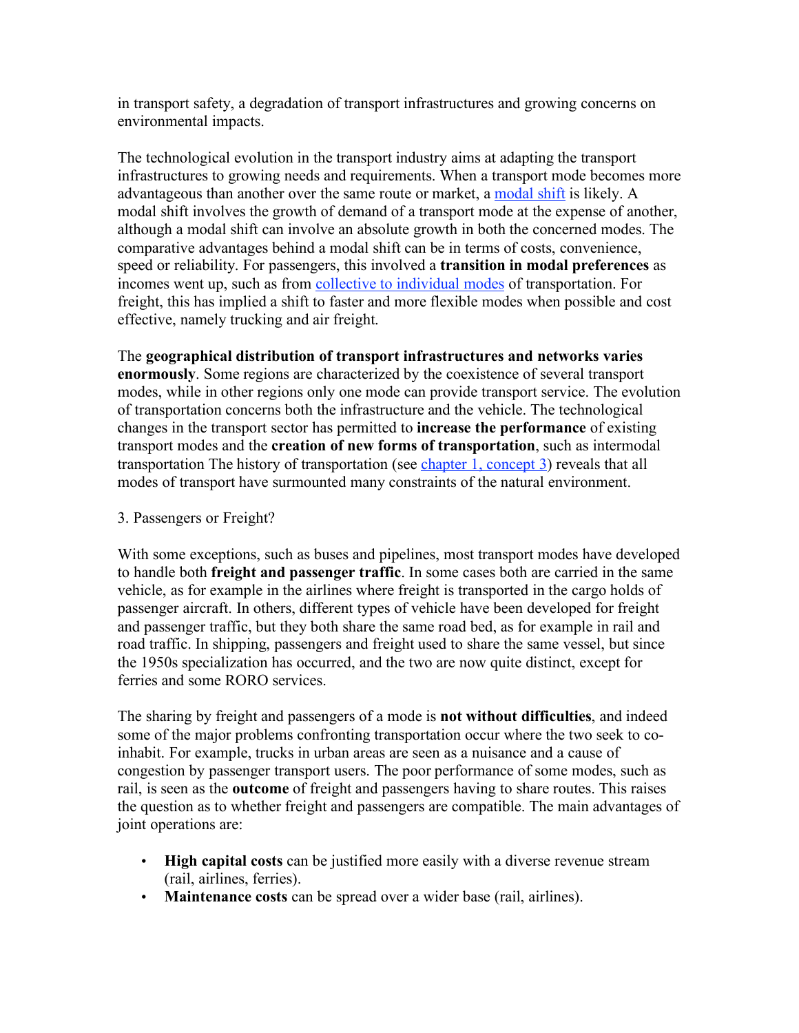in transport safety, a degradation of transport infrastructures and growing concerns on environmental impacts.

The technological evolution in the transport industry aims at adapting the transport infrastructures to growing needs and requirements. When a transport mode becomes more advantageous than another over the same route or market, a modal shift is likely. A modal shift involves the growth of demand of a transport mode at the expense of another, although a modal shift can involve an absolute growth in both the concerned modes. The comparative advantages behind a modal shift can be in terms of costs, convenience, speed or reliability. For passengers, this involved a **transition in modal preferences** as incomes went up, such as from collective to individual modes of transportation. For freight, this has implied a shift to faster and more flexible modes when possible and cost effective, namely trucking and air freight.

The **geographical distribution of transport infrastructures and networks varies enormously**. Some regions are characterized by the coexistence of several transport modes, while in other regions only one mode can provide transport service. The evolution of transportation concerns both the infrastructure and the vehicle. The technological changes in the transport sector has permitted to **increase the performance** of existing transport modes and the **creation of new forms of transportation**, such as intermodal transportation The history of transportation (see chapter 1, concept 3) reveals that all modes of transport have surmounted many constraints of the natural environment.

3. Passengers or Freight?

With some exceptions, such as buses and pipelines, most transport modes have developed to handle both **freight and passenger traffic**. In some cases both are carried in the same vehicle, as for example in the airlines where freight is transported in the cargo holds of passenger aircraft. In others, different types of vehicle have been developed for freight and passenger traffic, but they both share the same road bed, as for example in rail and road traffic. In shipping, passengers and freight used to share the same vessel, but since the 1950s specialization has occurred, and the two are now quite distinct, except for ferries and some RORO services.

The sharing by freight and passengers of a mode is **not without difficulties**, and indeed some of the major problems confronting transportation occur where the two seek to co-inhabit. For example, trucks in urban areas are seen as a nuisance and a cause of congestion by passenger transport users. The poor performance of some modes, such as rail, is seen as the **outcome** of freight and passengers having to share routes. This raises the question as to whether freight and passengers are compatible. The main advantages of joint operations are:

- **High capital costs** can be justified more easily with a diverse revenue stream (rail, airlines, ferries).
- **Maintenance costs** can be spread over a wider base (rail, airlines).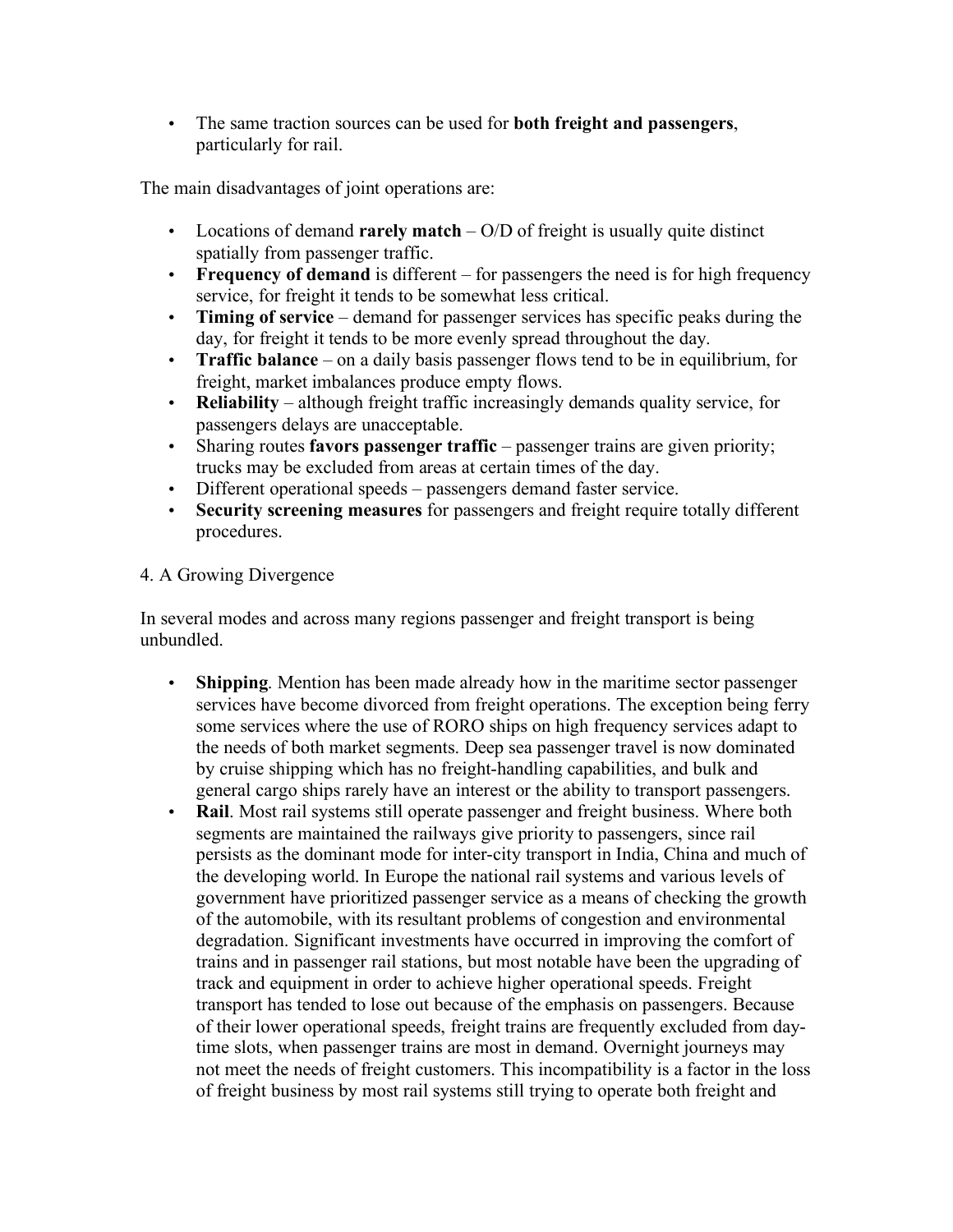- The same traction sources can be used for **both freight and passengers**, particularly for rail.

The main disadvantages of joint operations are:

- Locations of demand **rarely match** – O/D of freight is usually quite distinct spatially from passenger traffic.
- **Frequency of demand** is different – for passengers the need is for high frequency service, for freight it tends to be somewhat less critical.
- **Timing of service** – demand for passenger services has specific peaks during the day, for freight it tends to be more evenly spread throughout the day.
- **Traffic balance** – on a daily basis passenger flows tend to be in equilibrium, for freight, market imbalances produce empty flows.
- **Reliability** – although freight traffic increasingly demands quality service, for passengers delays are unacceptable.
- Sharing routes **favors passenger traffic** – passenger trains are given priority; trucks may be excluded from areas at certain times of the day.
- Different operational speeds – passengers demand faster service.
- **Security screening measures** for passengers and freight require totally different procedures.

## 4. A Growing Divergence

In several modes and across many regions passenger and freight transport is being unbundled.

- **Shipping**. Mention has been made already how in the maritime sector passenger services have become divorced from freight operations. The exception being ferry some services where the use of RORO ships on high frequency services adapt to the needs of both market segments. Deep sea passenger travel is now dominated by cruise shipping which has no freight-handling capabilities, and bulk and general cargo ships rarely have an interest or the ability to transport passengers.
- **Rail**. Most rail systems still operate passenger and freight business. Where both segments are maintained the railways give priority to passengers, since rail persists as the dominant mode for inter-city transport in India, China and much of the developing world. In Europe the national rail systems and various levels of government have prioritized passenger service as a means of checking the growth of the automobile, with its resultant problems of congestion and environmental degradation. Significant investments have occurred in improving the comfort of trains and in passenger rail stations, but most notable have been the upgrading of track and equipment in order to achieve higher operational speeds. Freight transport has tended to lose out because of the emphasis on passengers. Because of their lower operational speeds, freight trains are frequently excluded from day-time slots, when passenger trains are most in demand. Overnight journeys may not meet the needs of freight customers. This incompatibility is a factor in the loss of freight business by most rail systems still trying to operate both freight and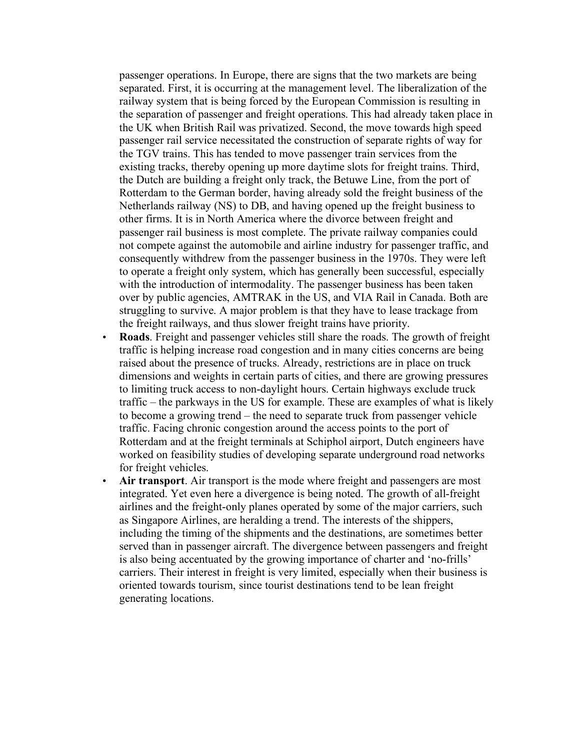passenger operations. In Europe, there are signs that the two markets are being separated. First, it is occurring at the management level. The liberalization of the railway system that is being forced by the European Commission is resulting in the separation of passenger and freight operations. This had already taken place in the UK when British Rail was privatized. Second, the move towards high speed passenger rail service necessitated the construction of separate rights of way for the TGV trains. This has tended to move passenger train services from the existing tracks, thereby opening up more daytime slots for freight trains. Third, the Dutch are building a freight only track, the Betuwe Line, from the port of Rotterdam to the German border, having already sold the freight business of the Netherlands railway (NS) to DB, and having opened up the freight business to other firms. It is in North America where the divorce between freight and passenger rail business is most complete. The private railway companies could not compete against the automobile and airline industry for passenger traffic, and consequently withdrew from the passenger business in the 1970s. They were left to operate a freight only system, which has generally been successful, especially with the introduction of intermodality. The passenger business has been taken over by public agencies, AMTRAK in the US, and VIA Rail in Canada. Both are struggling to survive. A major problem is that they have to lease trackage from the freight railways, and thus slower freight trains have priority.

- **Roads**. Freight and passenger vehicles still share the roads. The growth of freight traffic is helping increase road congestion and in many cities concerns are being raised about the presence of trucks. Already, restrictions are in place on truck dimensions and weights in certain parts of cities, and there are growing pressures to limiting truck access to non-daylight hours. Certain highways exclude truck traffic – the parkways in the US for example. These are examples of what is likely to become a growing trend – the need to separate truck from passenger vehicle traffic. Facing chronic congestion around the access points to the port of Rotterdam and at the freight terminals at Schiphol airport, Dutch engineers have worked on feasibility studies of developing separate underground road networks for freight vehicles.
- **Air transport**. Air transport is the mode where freight and passengers are most integrated. Yet even here a divergence is being noted. The growth of all-freight airlines and the freight-only planes operated by some of the major carriers, such as Singapore Airlines, are heralding a trend. The interests of the shippers, including the timing of the shipments and the destinations, are sometimes better served than in passenger aircraft. The divergence between passengers and freight is also being accentuated by the growing importance of charter and 'no-frills' carriers. Their interest in freight is very limited, especially when their business is oriented towards tourism, since tourist destinations tend to be lean freight generating locations.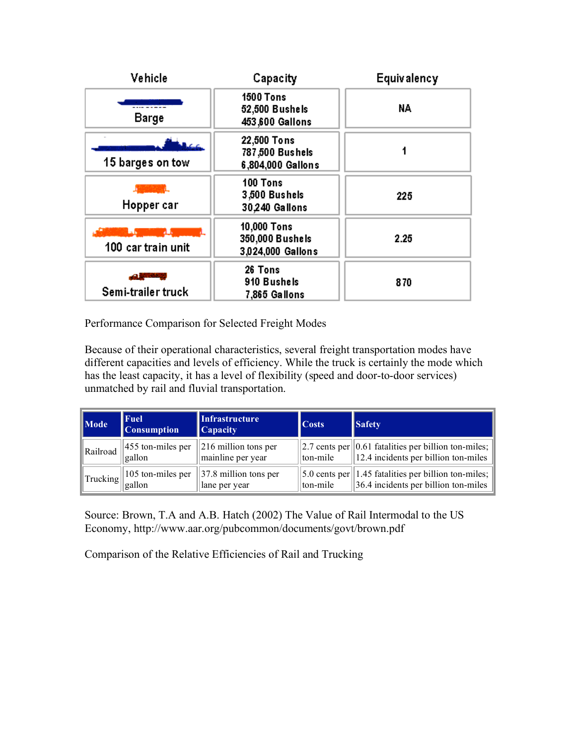| Vehicle | Capacity | Equivalency |
|---|---|---|
| Barge | 1500 Tons<br>52,500 Bushels<br>453,600 Gallons | NA |
| 15 barges on tow | 22,500 Tons<br>787,500 Bushels<br>6,804,000 Gallons | 1 |
| Hopper car | 100 Tons<br>3,500 Bushels<br>30,240 Gallons | 225 |
| 100 car train unit | 10,000 Tons<br>350,000 Bushels<br>3,024,000 Gallons | 2.25 |
| Semi-trailer truck | 26 Tons<br>910 Bushels<br>7,865 Gallons | 870 |

Performance Comparison for Selected Freight Modes

Because of their operational characteristics, several freight transportation modes have different capacities and levels of efficiency. While the truck is certainly the mode which has the least capacity, it has a level of flexibility (speed and door-to-door services) unmatched by rail and fluvial transportation.

| Mode | Fuel Consumption | Infrastructure Capacity | Costs | Safety |
|---|---|---|---|---|
| Railroad | 455 ton-miles per gallon | 216 million tons per mainline per year | 2.7 cents per ton-mile | 0.61 fatalities per billion ton-miles; 12.4 incidents per billion ton-miles |
| Trucking | 105 ton-miles per gallon | 37.8 million tons per lane per year | 5.0 cents per ton-mile | 1.45 fatalities per billion ton-miles; 36.4 incidents per billion ton-miles |

Source: Brown, T.A and A.B. Hatch (2002) The Value of Rail Intermodal to the US Economy, http://www.aar.org/pubcommon/documents/govt/brown.pdf

Comparison of the Relative Efficiencies of Rail and Trucking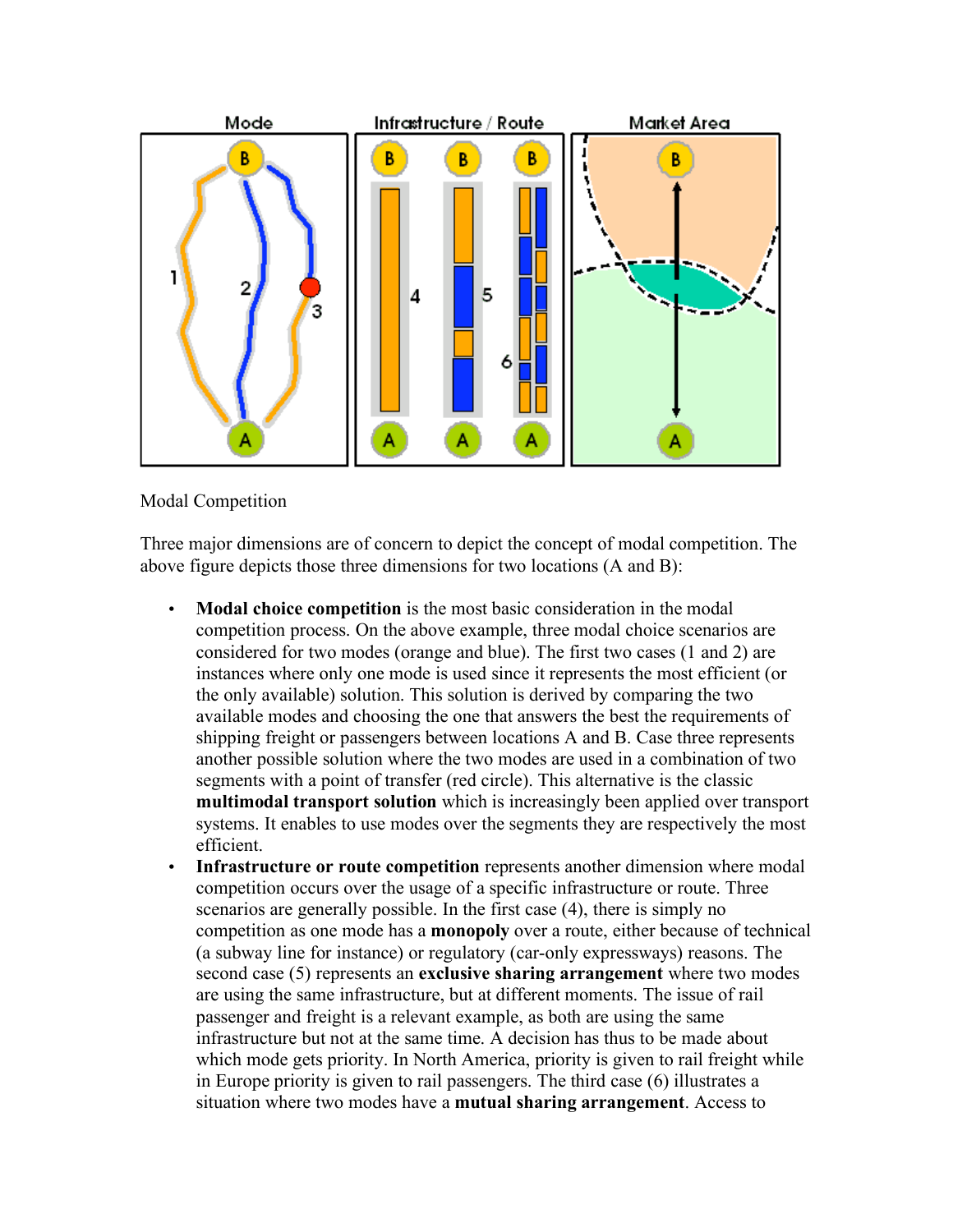Modal Competition

Three major dimensions are of concern to depict the concept of modal competition. The above figure depicts those three dimensions for two locations (A and B):

- **Modal choice competition** is the most basic consideration in the modal competition process. On the above example, three modal choice scenarios are considered for two modes (orange and blue). The first two cases (1 and 2) are instances where only one mode is used since it represents the most efficient (or the only available) solution. This solution is derived by comparing the two available modes and choosing the one that answers the best the requirements of shipping freight or passengers between locations A and B. Case three represents another possible solution where the two modes are used in a combination of two segments with a point of transfer (red circle). This alternative is the classic **multimodal transport solution** which is increasingly been applied over transport systems. It enables to use modes over the segments they are respectively the most efficient.
- **Infrastructure or route competition** represents another dimension where modal competition occurs over the usage of a specific infrastructure or route. Three scenarios are generally possible. In the first case (4), there is simply no competition as one mode has a **monopoly** over a route, either because of technical (a subway line for instance) or regulatory (car-only expressways) reasons. The second case (5) represents an **exclusive sharing arrangement** where two modes are using the same infrastructure, but at different moments. The issue of rail passenger and freight is a relevant example, as both are using the same infrastructure but not at the same time. A decision has thus to be made about which mode gets priority. In North America, priority is given to rail freight while in Europe priority is given to rail passengers. The third case (6) illustrates a situation where two modes have a **mutual sharing arrangement**. Access to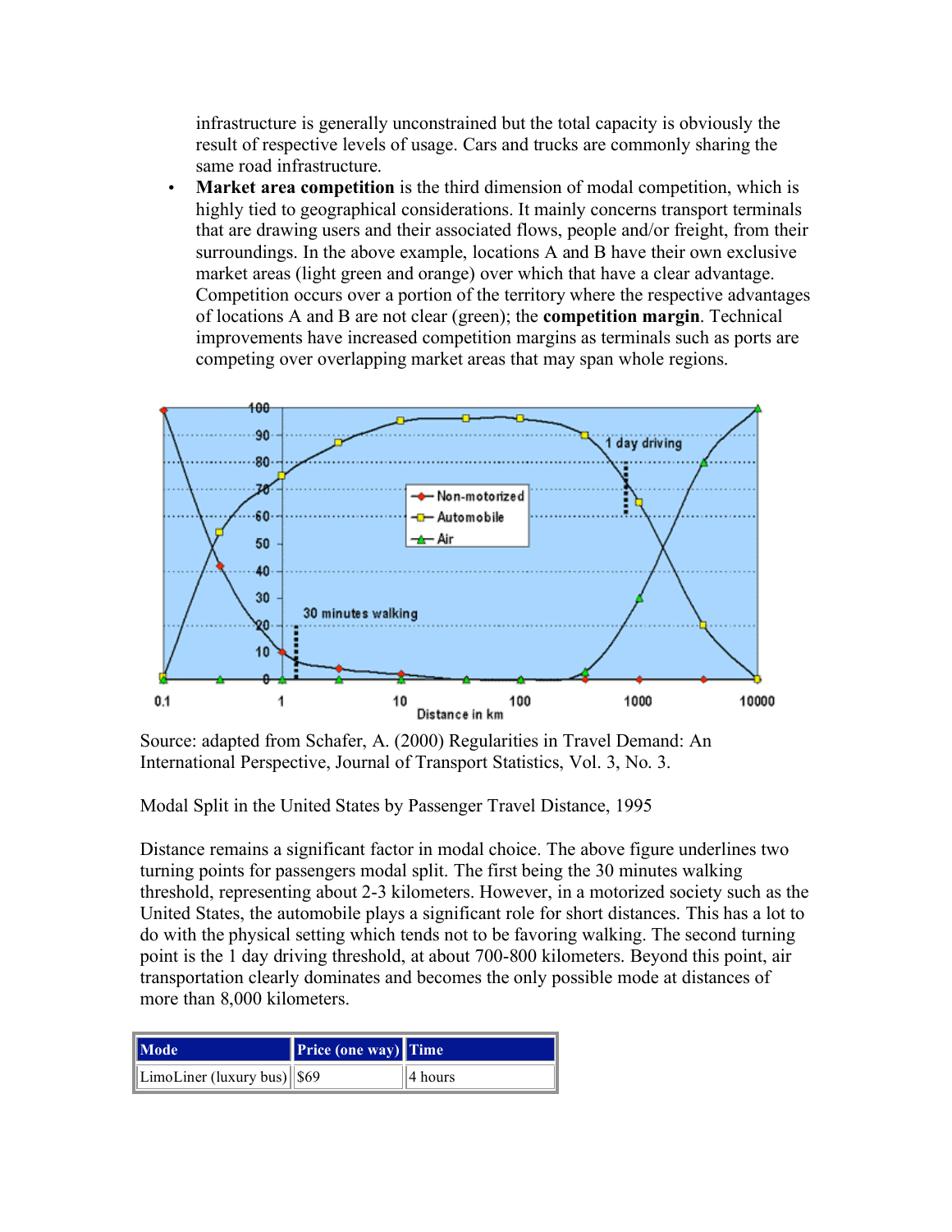infrastructure is generally unconstrained but the total capacity is obviously the result of respective levels of usage. Cars and trucks are commonly sharing the same road infrastructure.

- **Market area competition** is the third dimension of modal competition, which is highly tied to geographical considerations. It mainly concerns transport terminals that are drawing users and their associated flows, people and/or freight, from their surroundings. In the above example, locations A and B have their own exclusive market areas (light green and orange) over which that have a clear advantage. Competition occurs over a portion of the territory where the respective advantages of locations A and B are not clear (green); the **competition margin**. Technical improvements have increased competition margins as terminals such as ports are competing over overlapping market areas that may span whole regions.

Source: adapted from Schafer, A. (2000) Regularities in Travel Demand: An International Perspective, Journal of Transport Statistics, Vol. 3, No. 3.

Modal Split in the United States by Passenger Travel Distance, 1995

Distance remains a significant factor in modal choice. The above figure underlines two turning points for passengers modal split. The first being the 30 minutes walking threshold, representing about 2-3 kilometers. However, in a motorized society such as the United States, the automobile plays a significant role for short distances. This has a lot to do with the physical setting which tends not to be favoring walking. The second turning point is the 1 day driving threshold, at about 700-800 kilometers. Beyond this point, air transportation clearly dominates and becomes the only possible mode at distances of more than 8,000 kilometers.

| Mode | Price (one way) | Time |
| --- | --- | --- |
| LimoLiner (luxury bus) | $69 | 4 hours |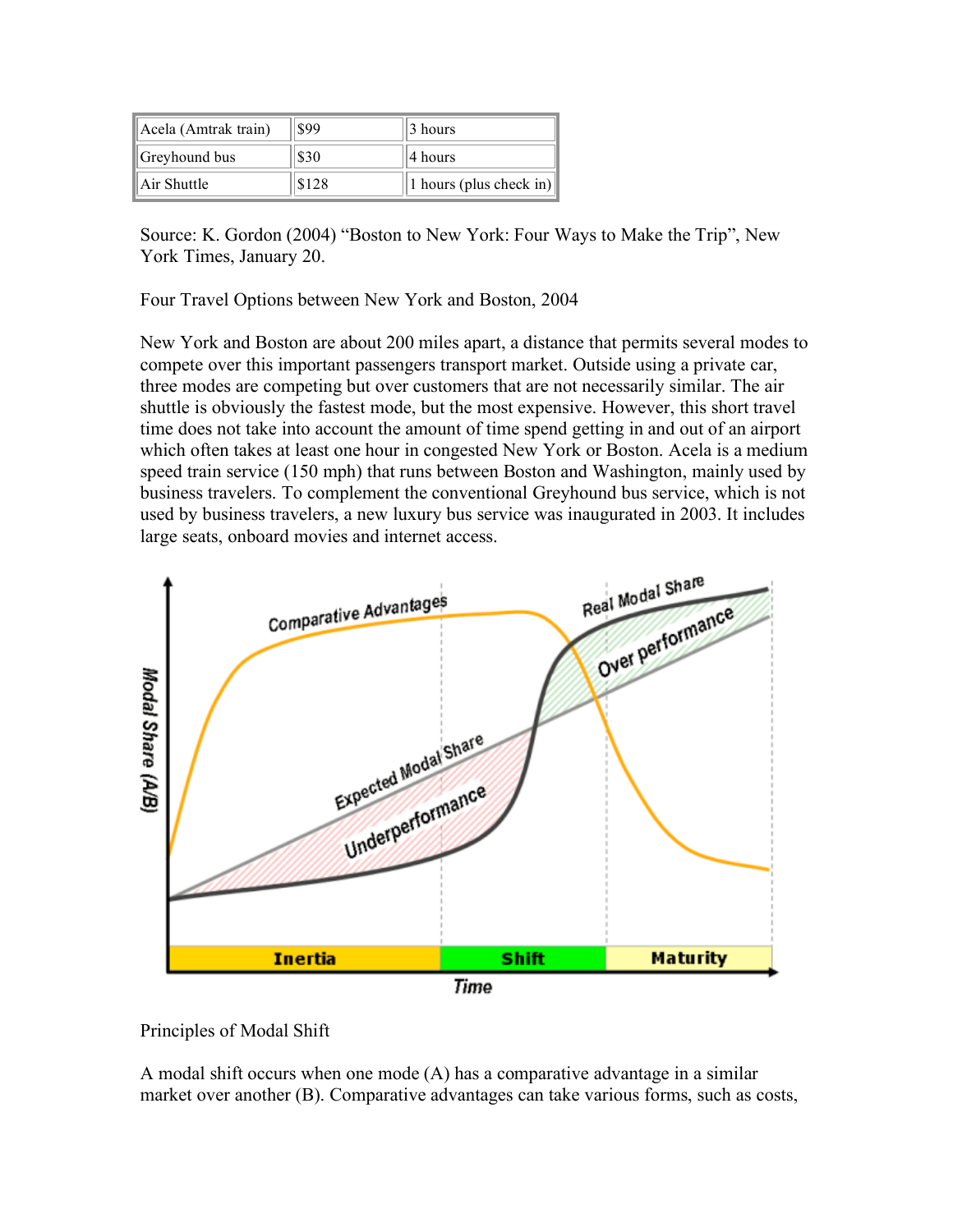| Acela (Amtrak train) | $99 | 3 hours |
|---|---|---|
| Greyhound bus | $30 | 4 hours |
| Air Shuttle | $128 | 1 hours (plus check in) |

Source: K. Gordon (2004) "Boston to New York: Four Ways to Make the Trip", New York Times, January 20.

Four Travel Options between New York and Boston, 2004

New York and Boston are about 200 miles apart, a distance that permits several modes to compete over this important passengers transport market. Outside using a private car, three modes are competing but over customers that are not necessarily similar. The air shuttle is obviously the fastest mode, but the most expensive. However, this short travel time does not take into account the amount of time spend getting in and out of an airport which often takes at least one hour in congested New York or Boston. Acela is a medium speed train service (150 mph) that runs between Boston and Washington, mainly used by business travelers. To complement the conventional Greyhound bus service, which is not used by business travelers, a new luxury bus service was inaugurated in 2003. It includes large seats, onboard movies and internet access.

Principles of Modal Shift

A modal shift occurs when one mode (A) has a comparative advantage in a similar market over another (B). Comparative advantages can take various forms, such as costs,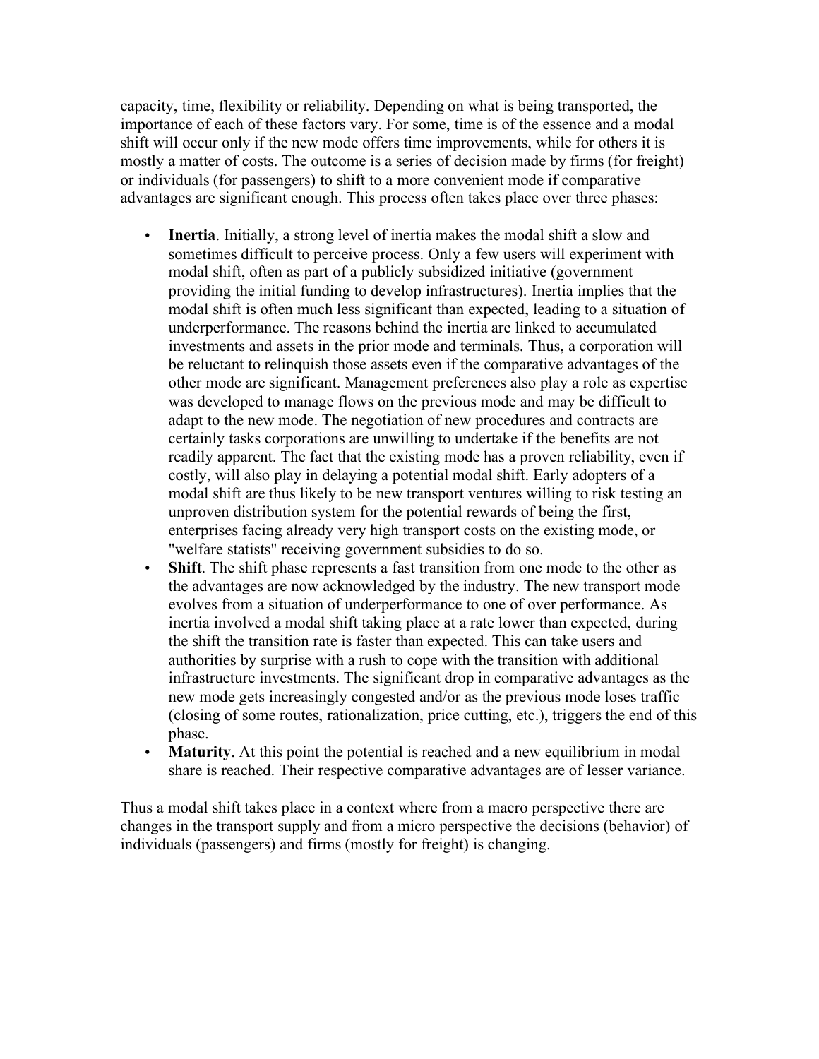capacity, time, flexibility or reliability. Depending on what is being transported, the importance of each of these factors vary. For some, time is of the essence and a modal shift will occur only if the new mode offers time improvements, while for others it is mostly a matter of costs. The outcome is a series of decision made by firms (for freight) or individuals (for passengers) to shift to a more convenient mode if comparative advantages are significant enough. This process often takes place over three phases:

- **Inertia**. Initially, a strong level of inertia makes the modal shift a slow and sometimes difficult to perceive process. Only a few users will experiment with modal shift, often as part of a publicly subsidized initiative (government providing the initial funding to develop infrastructures). Inertia implies that the modal shift is often much less significant than expected, leading to a situation of underperformance. The reasons behind the inertia are linked to accumulated investments and assets in the prior mode and terminals. Thus, a corporation will be reluctant to relinquish those assets even if the comparative advantages of the other mode are significant. Management preferences also play a role as expertise was developed to manage flows on the previous mode and may be difficult to adapt to the new mode. The negotiation of new procedures and contracts are certainly tasks corporations are unwilling to undertake if the benefits are not readily apparent. The fact that the existing mode has a proven reliability, even if costly, will also play in delaying a potential modal shift. Early adopters of a modal shift are thus likely to be new transport ventures willing to risk testing an unproven distribution system for the potential rewards of being the first, enterprises facing already very high transport costs on the existing mode, or "welfare statists" receiving government subsidies to do so.
- **Shift**. The shift phase represents a fast transition from one mode to the other as the advantages are now acknowledged by the industry. The new transport mode evolves from a situation of underperformance to one of over performance. As inertia involved a modal shift taking place at a rate lower than expected, during the shift the transition rate is faster than expected. This can take users and authorities by surprise with a rush to cope with the transition with additional infrastructure investments. The significant drop in comparative advantages as the new mode gets increasingly congested and/or as the previous mode loses traffic (closing of some routes, rationalization, price cutting, etc.), triggers the end of this phase.
- **Maturity**. At this point the potential is reached and a new equilibrium in modal share is reached. Their respective comparative advantages are of lesser variance.

Thus a modal shift takes place in a context where from a macro perspective there are changes in the transport supply and from a micro perspective the decisions (behavior) of individuals (passengers) and firms (mostly for freight) is changing.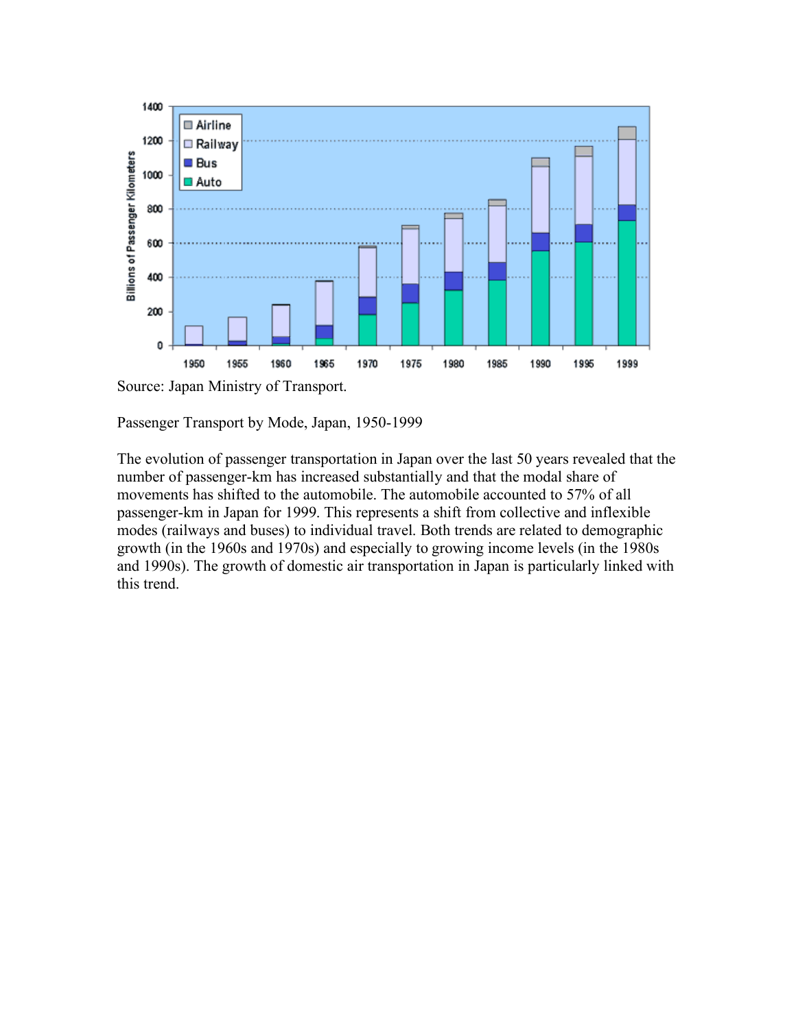1400
1200
1000
800
600
400
200
0

Billions of Passenger Kilometers

Airline
Railway
Bus
Auto

1950 1955 1960 1965 1970 1975 1980 1985 1990 1995 1999

Source: Japan Ministry of Transport.

Passenger Transport by Mode, Japan, 1950-1999

The evolution of passenger transportation in Japan over the last 50 years revealed that the number of passenger-km has increased substantially and that the modal share of movements has shifted to the automobile. The automobile accounted to 57% of all passenger-km in Japan for 1999. This represents a shift from collective and inflexible modes (railways and buses) to individual travel. Both trends are related to demographic growth (in the 1960s and 1970s) and especially to growing income levels (in the 1980s and 1990s). The growth of domestic air transportation in Japan is particularly linked with this trend.